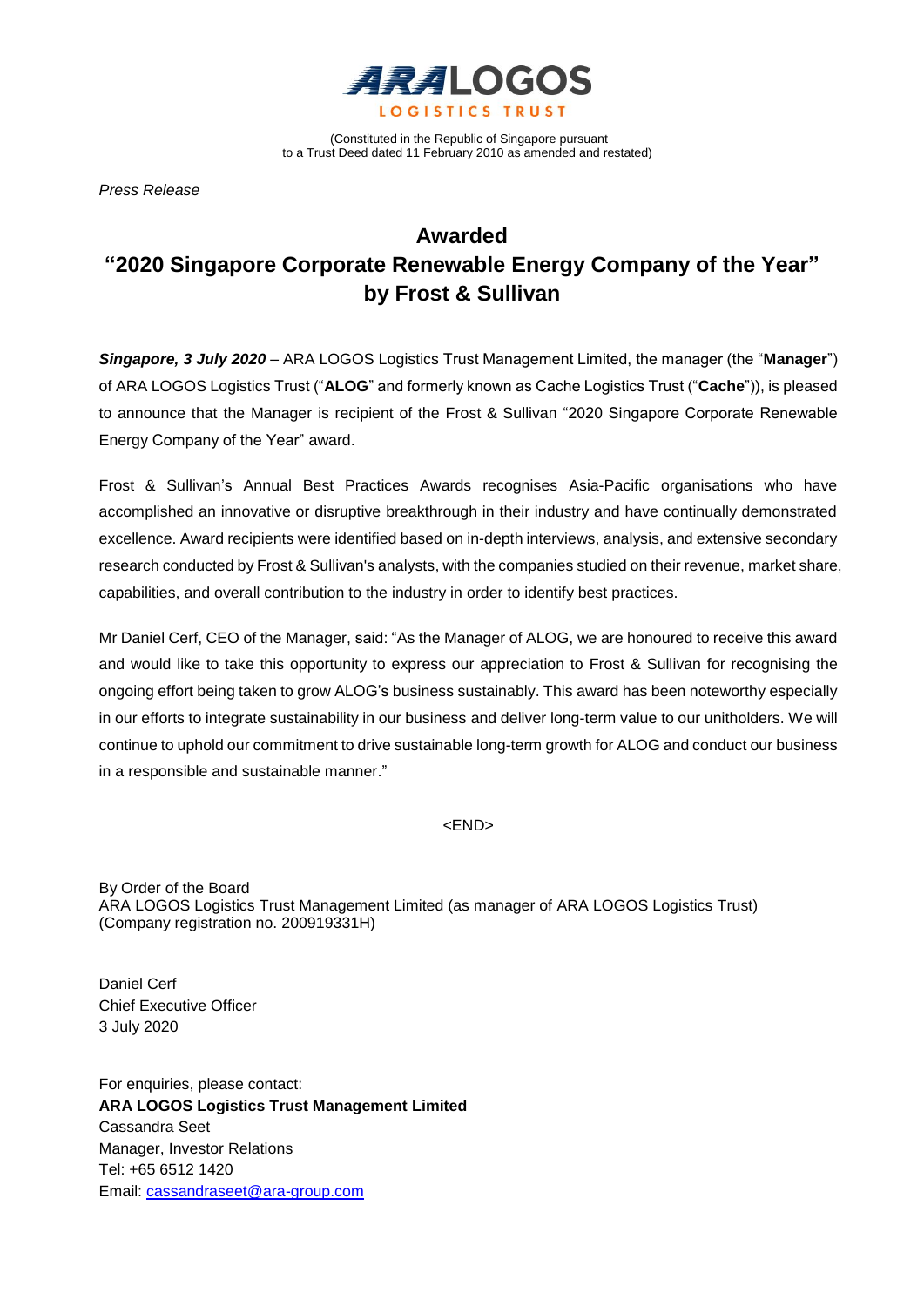**ARA LOGOS**
**LOGISTICS TRUST**

(Constituted in the Republic of Singapore pursuant
to a Trust Deed dated 11 February 2010 as amended and restated)

*Press Release*

# Awarded
# "2020 Singapore Corporate Renewable Energy Company of the Year" by Frost & Sullivan

***Singapore, 3 July 2020*** – ARA LOGOS Logistics Trust Management Limited, the manager (the "**Manager**") of ARA LOGOS Logistics Trust ("**ALOG**" and formerly known as Cache Logistics Trust ("**Cache**")), is pleased to announce that the Manager is recipient of the Frost & Sullivan "2020 Singapore Corporate Renewable Energy Company of the Year" award.

Frost & Sullivan's Annual Best Practices Awards recognises Asia-Pacific organisations who have accomplished an innovative or disruptive breakthrough in their industry and have continually demonstrated excellence. Award recipients were identified based on in-depth interviews, analysis, and extensive secondary research conducted by Frost & Sullivan's analysts, with the companies studied on their revenue, market share, capabilities, and overall contribution to the industry in order to identify best practices.

Mr Daniel Cerf, CEO of the Manager, said: "As the Manager of ALOG, we are honoured to receive this award and would like to take this opportunity to express our appreciation to Frost & Sullivan for recognising the ongoing effort being taken to grow ALOG's business sustainably. This award has been noteworthy especially in our efforts to integrate sustainability in our business and deliver long-term value to our unitholders. We will continue to uphold our commitment to drive sustainable long-term growth for ALOG and conduct our business in a responsible and sustainable manner."

<END>

By Order of the Board
ARA LOGOS Logistics Trust Management Limited (as manager of ARA LOGOS Logistics Trust)
(Company registration no. 200919331H)

Daniel Cerf
Chief Executive Officer
3 July 2020

For enquiries, please contact:
**ARA LOGOS Logistics Trust Management Limited**
Cassandra Seet
Manager, Investor Relations
Tel: +65 6512 1420
Email: cassandraseet@ara-group.com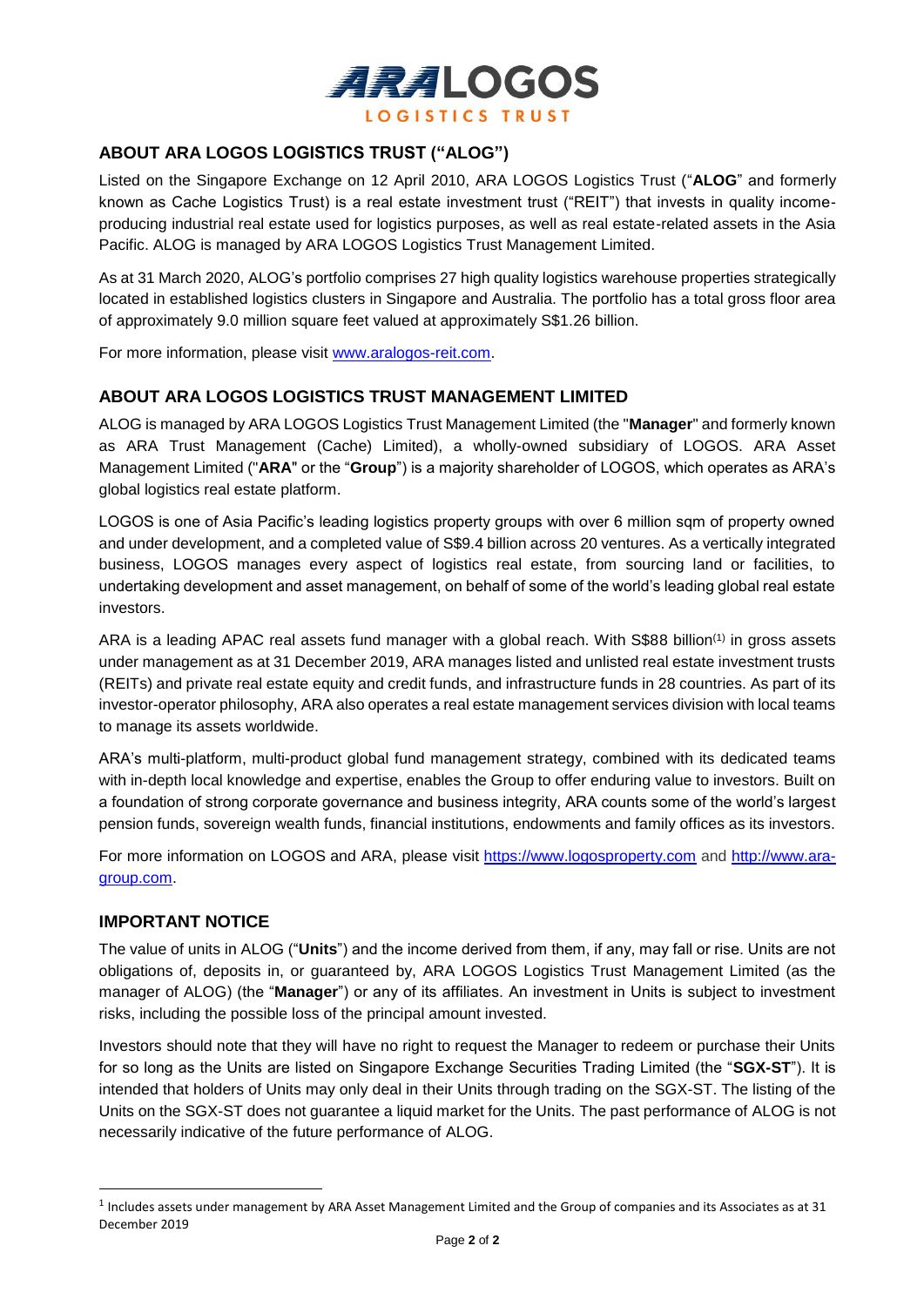## ABOUT ARA LOGOS LOGISTICS TRUST ("ALOG")

Listed on the Singapore Exchange on 12 April 2010, ARA LOGOS Logistics Trust ("**ALOG**" and formerly known as Cache Logistics Trust) is a real estate investment trust ("REIT") that invests in quality income-producing industrial real estate used for logistics purposes, as well as real estate-related assets in the Asia Pacific. ALOG is managed by ARA LOGOS Logistics Trust Management Limited.

As at 31 March 2020, ALOG's portfolio comprises 27 high quality logistics warehouse properties strategically located in established logistics clusters in Singapore and Australia. The portfolio has a total gross floor area of approximately 9.0 million square feet valued at approximately S$1.26 billion.

For more information, please visit www.aralogos-reit.com.

## ABOUT ARA LOGOS LOGISTICS TRUST MANAGEMENT LIMITED

ALOG is managed by ARA LOGOS Logistics Trust Management Limited (the "**Manager**" and formerly known as ARA Trust Management (Cache) Limited), a wholly-owned subsidiary of LOGOS. ARA Asset Management Limited ("**ARA**" or the "**Group**") is a majority shareholder of LOGOS, which operates as ARA's global logistics real estate platform.

LOGOS is one of Asia Pacific's leading logistics property groups with over 6 million sqm of property owned and under development, and a completed value of S$9.4 billion across 20 ventures. As a vertically integrated business, LOGOS manages every aspect of logistics real estate, from sourcing land or facilities, to undertaking development and asset management, on behalf of some of the world's leading global real estate investors.

ARA is a leading APAC real assets fund manager with a global reach. With S$88 billion[1] in gross assets under management as at 31 December 2019, ARA manages listed and unlisted real estate investment trusts (REITs) and private real estate equity and credit funds, and infrastructure funds in 28 countries. As part of its investor-operator philosophy, ARA also operates a real estate management services division with local teams to manage its assets worldwide.

ARA's multi-platform, multi-product global fund management strategy, combined with its dedicated teams with in-depth local knowledge and expertise, enables the Group to offer enduring value to investors. Built on a foundation of strong corporate governance and business integrity, ARA counts some of the world's largest pension funds, sovereign wealth funds, financial institutions, endowments and family offices as its investors.

For more information on LOGOS and ARA, please visit https://www.logosproperty.com and http://www.ara-group.com.

## IMPORTANT NOTICE

The value of units in ALOG ("**Units**") and the income derived from them, if any, may fall or rise. Units are not obligations of, deposits in, or guaranteed by, ARA LOGOS Logistics Trust Management Limited (as the manager of ALOG) (the "**Manager**") or any of its affiliates. An investment in Units is subject to investment risks, including the possible loss of the principal amount invested.

Investors should note that they will have no right to request the Manager to redeem or purchase their Units for so long as the Units are listed on Singapore Exchange Securities Trading Limited (the "**SGX-ST**"). It is intended that holders of Units may only deal in their Units through trading on the SGX-ST. The listing of the Units on the SGX-ST does not guarantee a liquid market for the Units. The past performance of ALOG is not necessarily indicative of the future performance of ALOG.

---

[1] Includes assets under management by ARA Asset Management Limited and the Group of companies and its Associates as at 31 December 2019